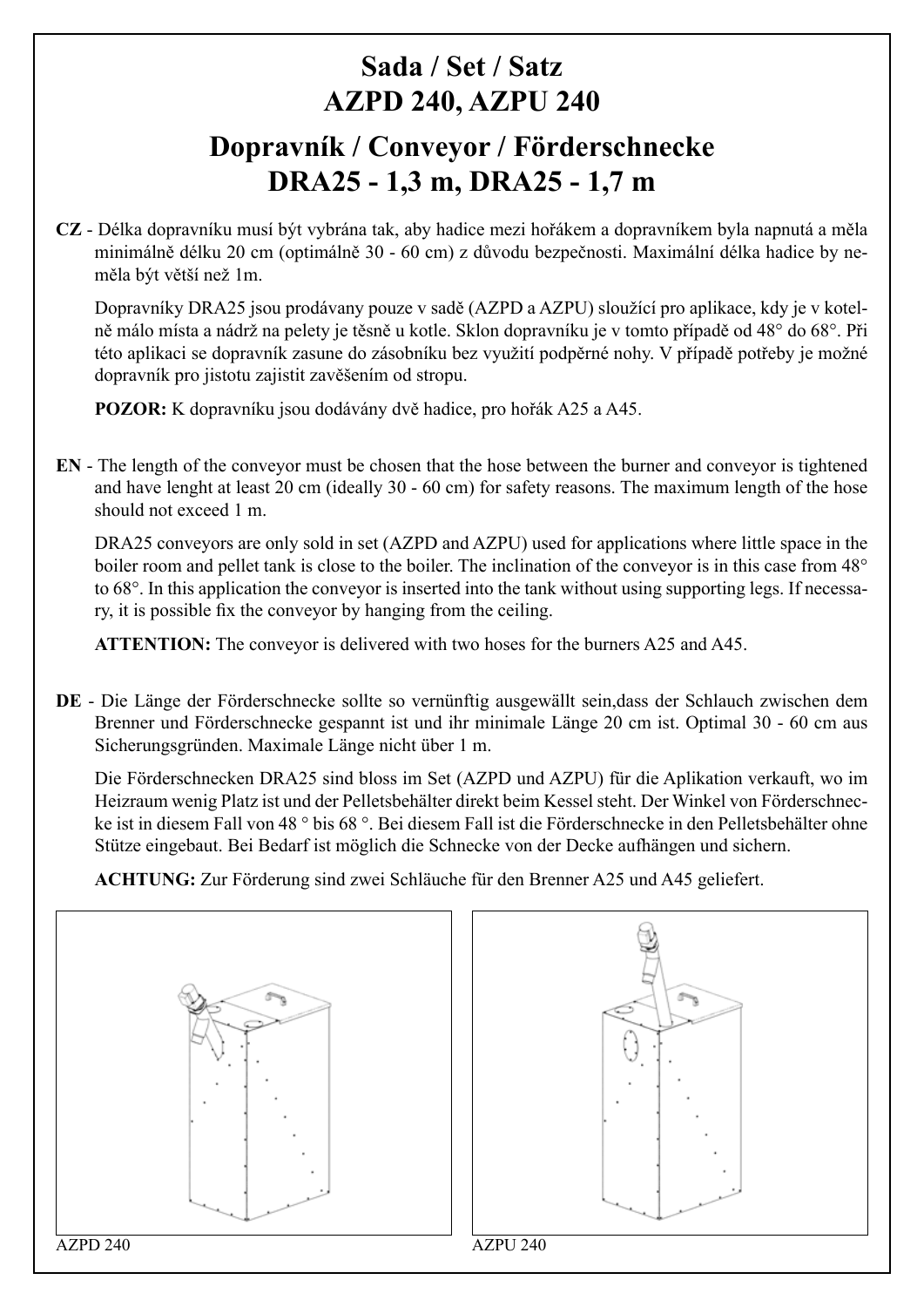# Sada / Set / Satz
# AZPD 240, AZPU 240

# Dopravník / Conveyor / Förderschnecke
# DRA25 - 1,3 m, DRA25 - 1,7 m

**CZ** - Délka dopravníku musí být vybrána tak, aby hadice mezi hořákem a dopravníkem byla napnutá a měla minimálně délku 20 cm (optimálně 30 - 60 cm) z důvodu bezpečnosti. Maximální délka hadice by neměla být větší než 1m.

Dopravníky DRA25 jsou prodávany pouze v sadě (AZPD a AZPU) sloužící pro aplikace, kdy je v kotelně málo místa a nádrž na pelety je těsně u kotle. Sklon dopravníku je v tomto případě od 48° do 68°. Při této aplikaci se dopravník zasune do zásobníku bez využití podpěrné nohy. V případě potřeby je možné dopravník pro jistotu zajistit zavěšením od stropu.

**POZOR:** K dopravníku jsou dodávány dvě hadice, pro hořák A25 a A45.

**EN** - The length of the conveyor must be chosen that the hose between the burner and conveyor is tightened and have lenght at least 20 cm (ideally 30 - 60 cm) for safety reasons. The maximum length of the hose should not exceed 1 m.

DRA25 conveyors are only sold in set (AZPD and AZPU) used for applications where little space in the boiler room and pellet tank is close to the boiler. The inclination of the conveyor is in this case from 48° to 68°. In this application the conveyor is inserted into the tank without using supporting legs. If necessary, it is possible fix the conveyor by hanging from the ceiling.

**ATTENTION:** The conveyor is delivered with two hoses for the burners A25 and A45.

**DE** - Die Länge der Förderschnecke sollte so vernünftig ausgewällt sein,dass der Schlauch zwischen dem Brenner und Förderschnecke gespannt ist und ihr minimale Länge 20 cm ist. Optimal 30 - 60 cm aus Sicherungsgründen. Maximale Länge nicht über 1 m.

Die Förderschnecken DRA25 sind bloss im Set (AZPD und AZPU) für die Aplikation verkauft, wo im Heizraum wenig Platz ist und der Pelletsbehälter direkt beim Kessel steht. Der Winkel von Förderschnecke ist in diesem Fall von 48 ° bis 68 °. Bei diesem Fall ist die Förderschnecke in den Pelletsbehälter ohne Stütze eingebaut. Bei Bedarf ist möglich die Schnecke von der Decke aufhängen und sichern.

**ACHTUNG:** Zur Förderung sind zwei Schläuche für den Brenner A25 und A45 geliefert.

AZPD 240

AZPU 240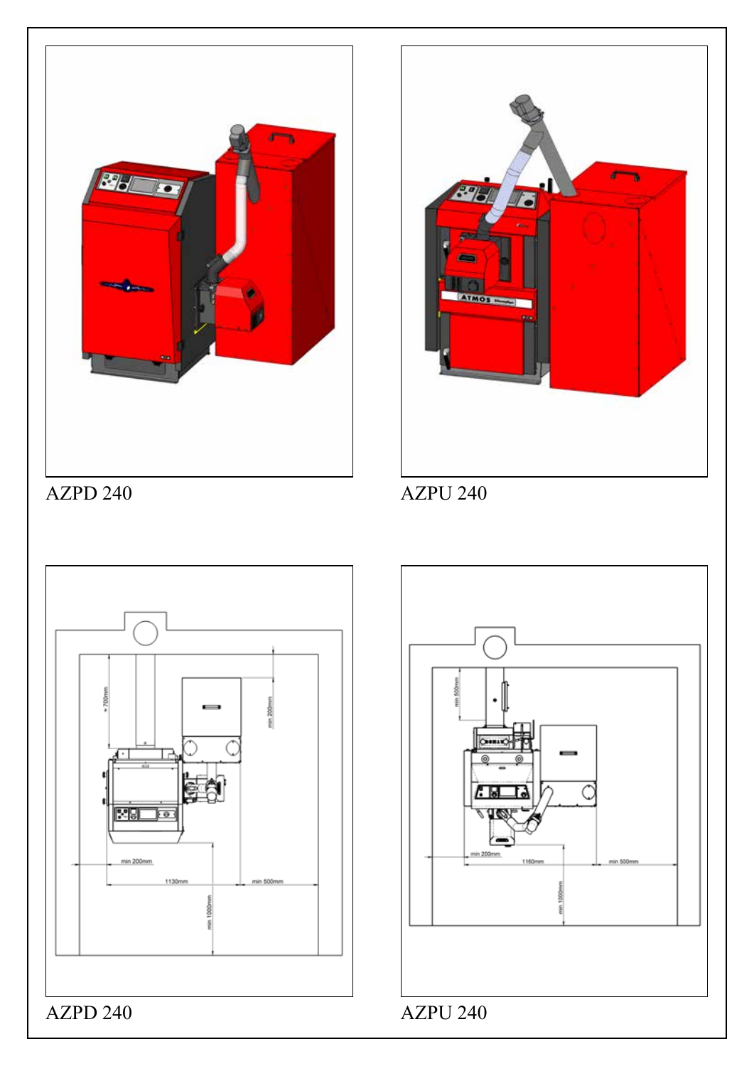AZPD 240

AZPU 240

AZPD 240

AZPU 240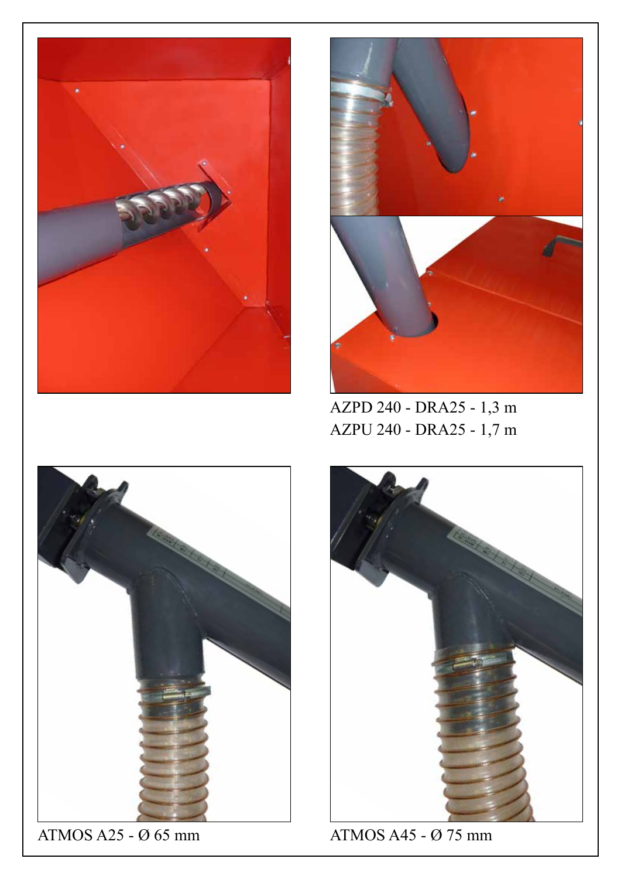AZPD 240 - DRA25 - 1,3 m
AZPU 240 - DRA25 - 1,7 m

ATMOS A25 - Ø 65 mm

ATMOS A45 - Ø 75 mm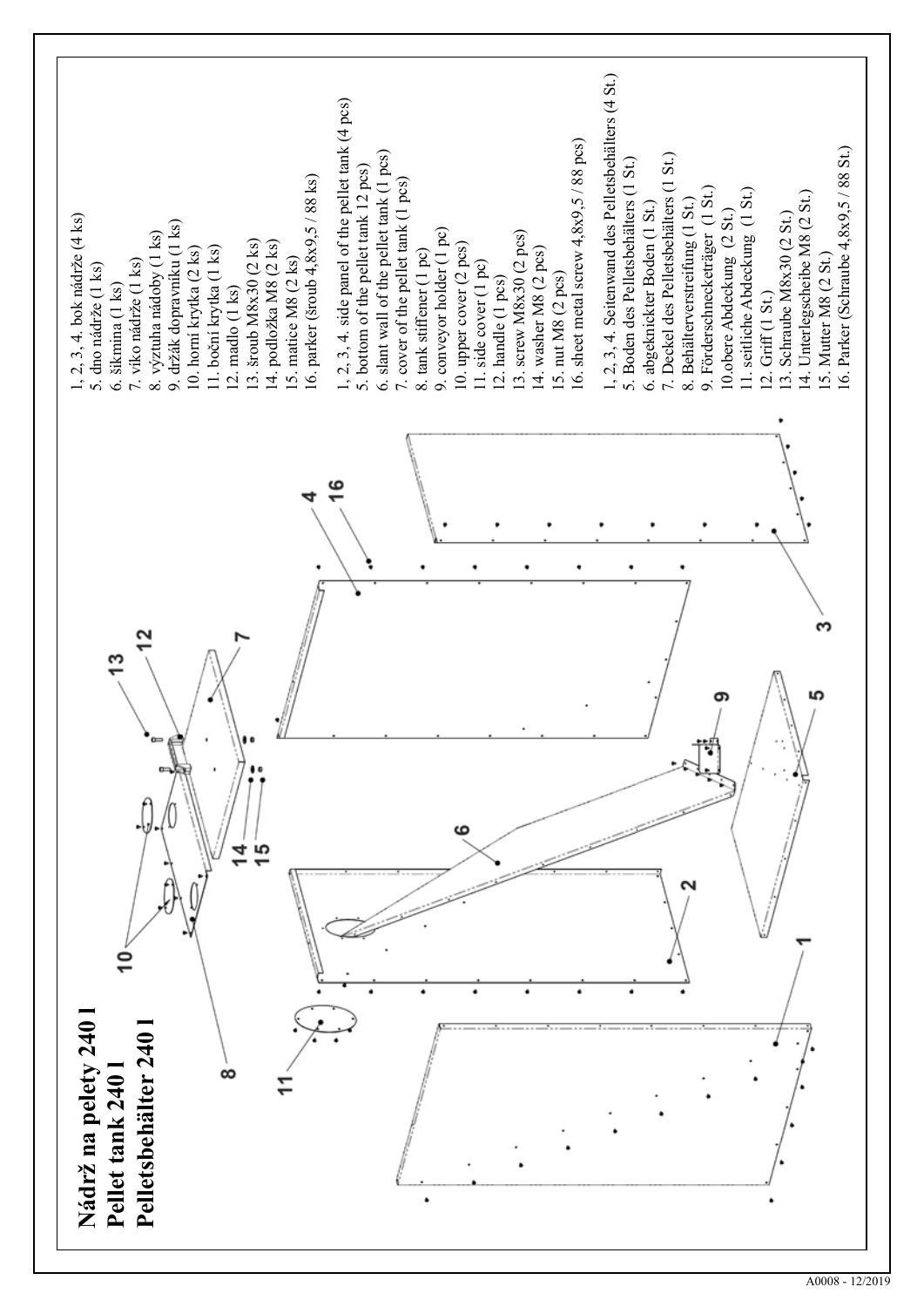# Nádrž na pelety 240 l
# Pellet tank 240 l
# Pelletsbehälter 240 l

1, 2, 3, 4. bok nádrže (4 ks)
5. dno nádrže (1 ks)
6. šikmina (1 ks)
7. víko nádrže (1 ks)
8. výztuha nádoby (1 ks)
9. držák dopravníku (1 ks)
10. horní krytka (2 ks)
11. boční krytka (1 ks)
12. madlo (1 ks)
13. šroub M8x30 (2 ks)
14. podložka M8 (2 ks)
15. matice M8 (2 ks)
16. parker (šroub 4,8x9,5 / 88 ks)

1, 2, 3, 4. side panel of the pellet tank (4 pcs)
5. bottom of the pellet tank 12 pcs)
6. slant wall of the pellet tank (1 pcs)
7. cover of the pellet tank (1 pcs)
8. tank stiffener (1 pc)
9. conveyor holder (1 pc)
10. upper cover (2 pcs)
11. side cover (1 pc)
12. handle (1 pcs)
13. screw M8x30 (2 pcs)
14. washer M8 (2 pcs)
15. nut M8 (2 pcs)
16. sheet metal screw 4,8x9,5 / 88 pcs)

1, 2, 3, 4. Seitenwand des Pelletsbehälters (4 St.)
5. Boden des Pelletsbehälters (1 St.)
6. abgeknickter Boden (1 St.)
7. Deckel des Pelletsbehälters (1 St.)
8. Behälterverstreifung (1 St.)
9. Förderschneckerträger (1 St.)
10. obere Abdeckung (2 St.)
11. seitliche Abdeckung (1 St.)
12. Griff (1 St.)
13. Schraube M8x30 (2 St.)
14. Unterlegscheibe M8 (2 St.)
15. Mutter M8 (2 St.)
16. Parker (Schraube 4,8x9,5 / 88 St.)

1
2
3
4
5
6
7
8
9
10
11
12
13
14
15
16

A0008 - 12/2019